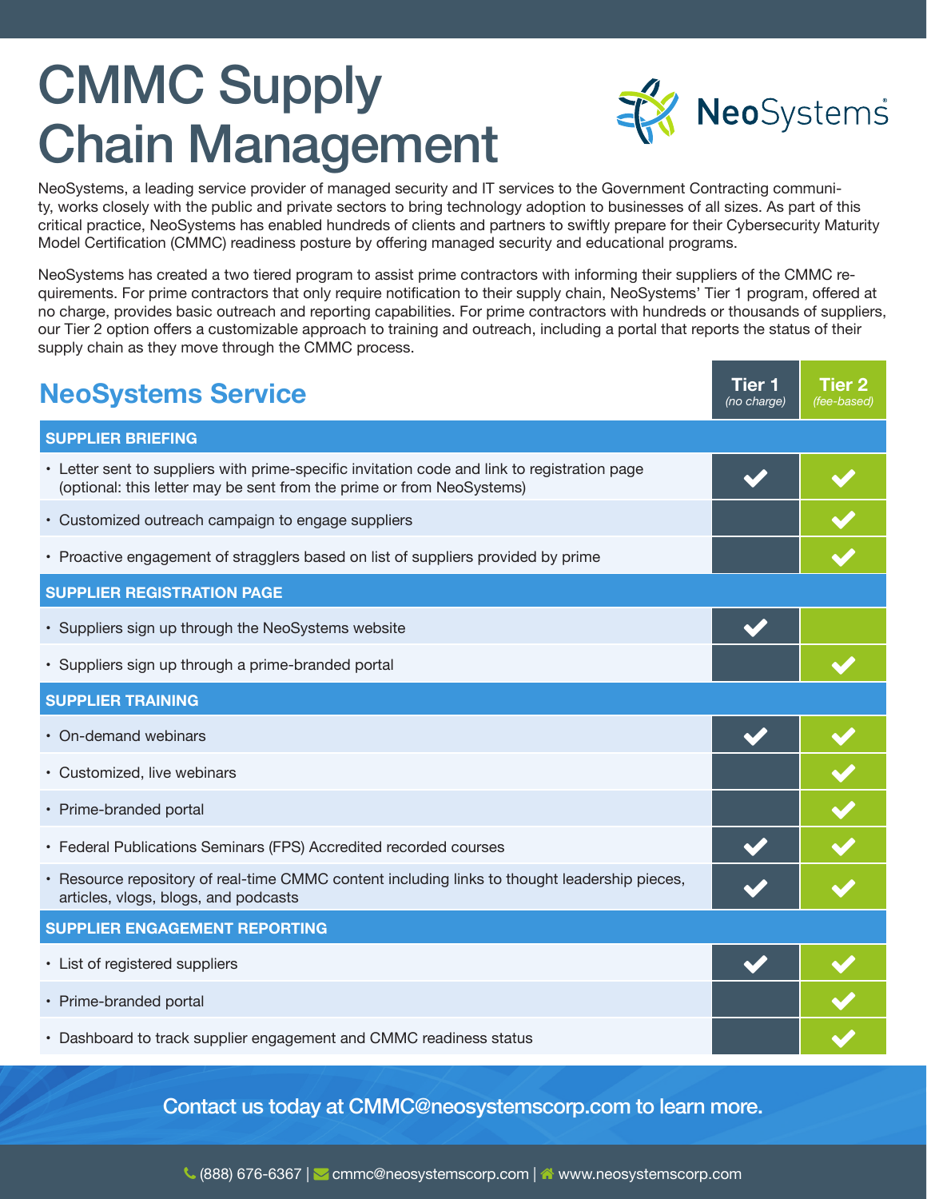# CMMC Supply Chain Management

NeoSystems

NeoSystems, a leading service provider of managed security and IT services to the Government Contracting community, works closely with the public and private sectors to bring technology adoption to businesses of all sizes. As part of this critical practice, NeoSystems has enabled hundreds of clients and partners to swiftly prepare for their Cybersecurity Maturity Model Certification (CMMC) readiness posture by offering managed security and educational programs.

NeoSystems has created a two tiered program to assist prime contractors with informing their suppliers of the CMMC requirements. For prime contractors that only require notification to their supply chain, NeoSystems' Tier 1 program, offered at no charge, provides basic outreach and reporting capabilities. For prime contractors with hundreds or thousands of suppliers, our Tier 2 option offers a customizable approach to training and outreach, including a portal that reports the status of their supply chain as they move through the CMMC process.

| NeoSystems Service | Tier 1 *(no charge)* | Tier 2 *(fee-based)* |
|---|---|---|
| **SUPPLIER BRIEFING** | | |
| • Letter sent to suppliers with prime-specific invitation code and link to registration page (optional: this letter may be sent from the prime or from NeoSystems) | ✔ | ✔ |
| • Customized outreach campaign to engage suppliers | | ✔ |
| • Proactive engagement of stragglers based on list of suppliers provided by prime | | ✔ |
| **SUPPLIER REGISTRATION PAGE** | | |
| • Suppliers sign up through the NeoSystems website | ✔ | |
| • Suppliers sign up through a prime-branded portal | | ✔ |
| **SUPPLIER TRAINING** | | |
| • On-demand webinars | ✔ | ✔ |
| • Customized, live webinars | | ✔ |
| • Prime-branded portal | | ✔ |
| • Federal Publications Seminars (FPS) Accredited recorded courses | ✔ | ✔ |
| • Resource repository of real-time CMMC content including links to thought leadership pieces, articles, vlogs, blogs, and podcasts | ✔ | ✔ |
| **SUPPLIER ENGAGEMENT REPORTING** | | |
| • List of registered suppliers | ✔ | ✔ |
| • Prime-branded portal | | ✔ |
| • Dashboard to track supplier engagement and CMMC readiness status | | ✔ |

Contact us today at CMMC@neosystemscorp.com to learn more.

(888) 676-6367 | cmmc@neosystemscorp.com | www.neosystemscorp.com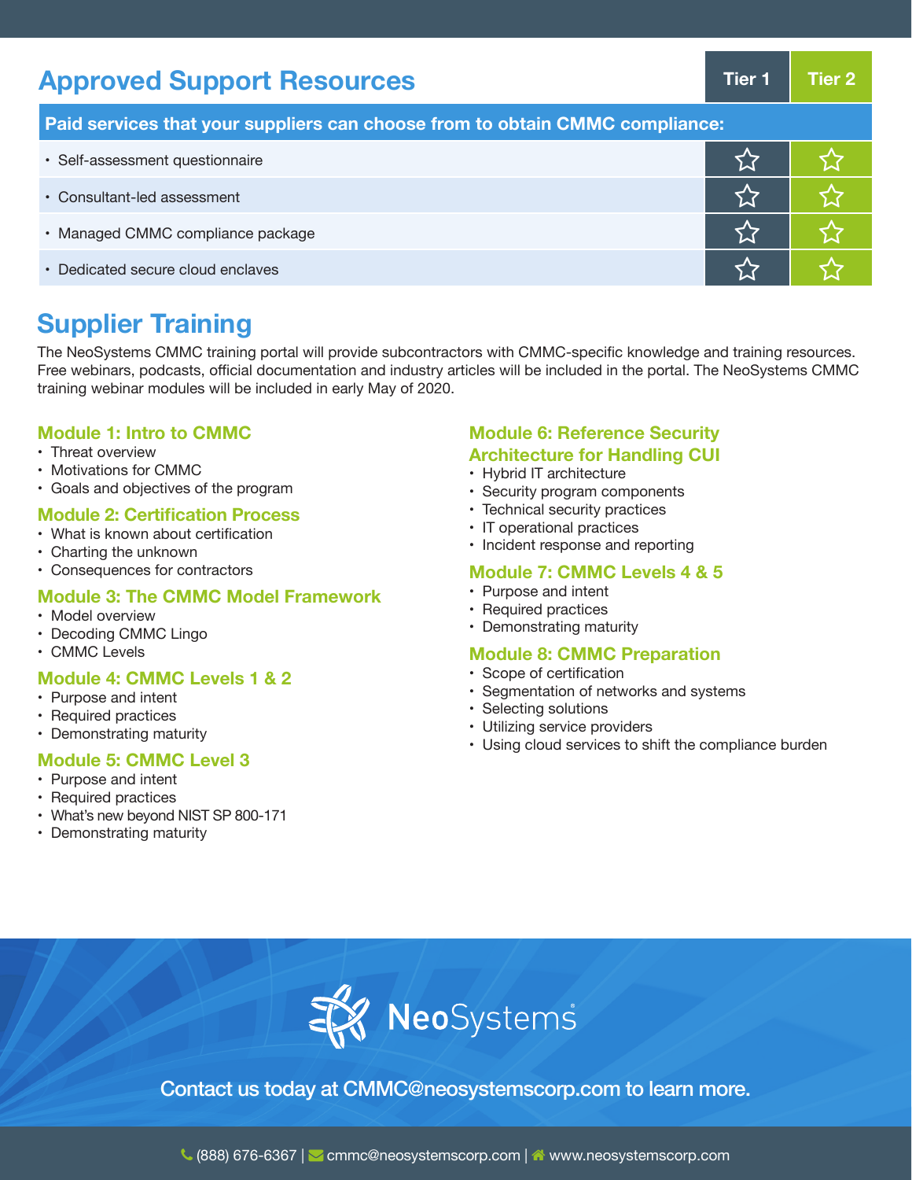## Approved Support Resources

| Paid services that your suppliers can choose from to obtain CMMC compliance: | Tier 1 | Tier 2 |
|---|---|---|
| • Self-assessment questionnaire | ☆ | ☆ |
| • Consultant-led assessment | ☆ | ☆ |
| • Managed CMMC compliance package | ☆ | ☆ |
| • Dedicated secure cloud enclaves | ☆ | ☆ |

## Supplier Training

The NeoSystems CMMC training portal will provide subcontractors with CMMC-specific knowledge and training resources. Free webinars, podcasts, official documentation and industry articles will be included in the portal. The NeoSystems CMMC training webinar modules will be included in early May of 2020.

### Module 1: Intro to CMMC

- Threat overview
- Motivations for CMMC
- Goals and objectives of the program

### Module 2: Certification Process

- What is known about certification
- Charting the unknown
- Consequences for contractors

### Module 3: The CMMC Model Framework

- Model overview
- Decoding CMMC Lingo
- CMMC Levels

### Module 4: CMMC Levels 1 & 2

- Purpose and intent
- Required practices
- Demonstrating maturity

### Module 5: CMMC Level 3

- Purpose and intent
- Required practices
- What's new beyond NIST SP 800-171
- Demonstrating maturity

### Module 6: Reference Security Architecture for Handling CUI

- Hybrid IT architecture
- Security program components
- Technical security practices
- IT operational practices
- Incident response and reporting

### Module 7: CMMC Levels 4 & 5

- Purpose and intent
- Required practices
- Demonstrating maturity

### Module 8: CMMC Preparation

- Scope of certification
- Segmentation of networks and systems
- Selecting solutions
- Utilizing service providers
- Using cloud services to shift the compliance burden

NeoSystems

Contact us today at CMMC@neosystemscorp.com to learn more.

(888) 676-6367 | cmmc@neosystemscorp.com | www.neosystemscorp.com